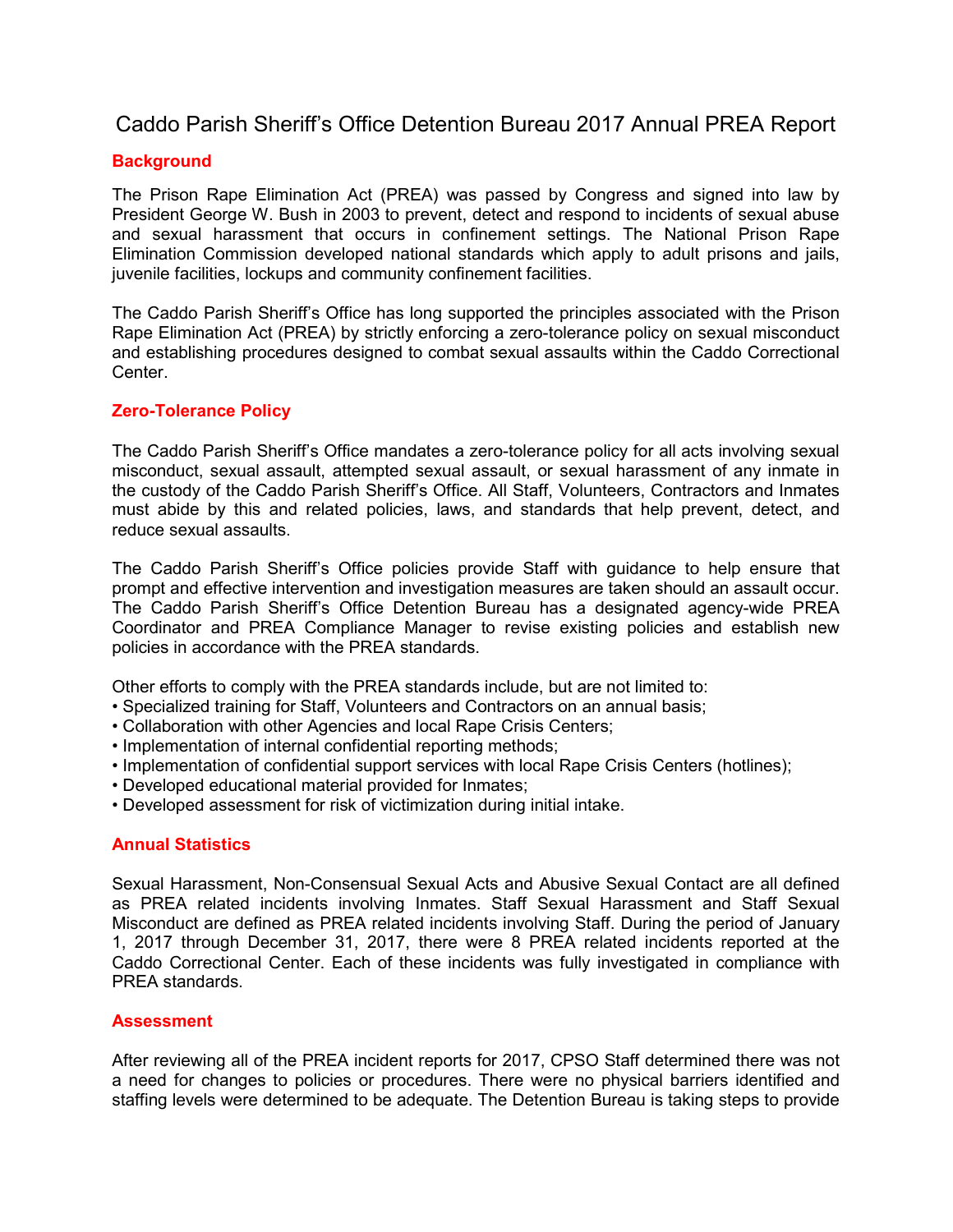# Caddo Parish Sheriff's Office Detention Bureau 2017 Annual PREA Report

## Background

The Prison Rape Elimination Act (PREA) was passed by Congress and signed into law by President George W. Bush in 2003 to prevent, detect and respond to incidents of sexual abuse and sexual harassment that occurs in confinement settings. The National Prison Rape Elimination Commission developed national standards which apply to adult prisons and jails, juvenile facilities, lockups and community confinement facilities.

The Caddo Parish Sheriff's Office has long supported the principles associated with the Prison Rape Elimination Act (PREA) by strictly enforcing a zero-tolerance policy on sexual misconduct and establishing procedures designed to combat sexual assaults within the Caddo Correctional Center.

## Zero-Tolerance Policy

The Caddo Parish Sheriff's Office mandates a zero-tolerance policy for all acts involving sexual misconduct, sexual assault, attempted sexual assault, or sexual harassment of any inmate in the custody of the Caddo Parish Sheriff's Office. All Staff, Volunteers, Contractors and Inmates must abide by this and related policies, laws, and standards that help prevent, detect, and reduce sexual assaults.

The Caddo Parish Sheriff's Office policies provide Staff with guidance to help ensure that prompt and effective intervention and investigation measures are taken should an assault occur. The Caddo Parish Sheriff's Office Detention Bureau has a designated agency-wide PREA Coordinator and PREA Compliance Manager to revise existing policies and establish new policies in accordance with the PREA standards.

Other efforts to comply with the PREA standards include, but are not limited to:

- Specialized training for Staff, Volunteers and Contractors on an annual basis;
- Collaboration with other Agencies and local Rape Crisis Centers;
- Implementation of internal confidential reporting methods;
- Implementation of confidential support services with local Rape Crisis Centers (hotlines);
- Developed educational material provided for Inmates;
- Developed assessment for risk of victimization during initial intake.

## Annual Statistics

Sexual Harassment, Non-Consensual Sexual Acts and Abusive Sexual Contact are all defined as PREA related incidents involving Inmates. Staff Sexual Harassment and Staff Sexual Misconduct are defined as PREA related incidents involving Staff. During the period of January 1, 2017 through December 31, 2017, there were 8 PREA related incidents reported at the Caddo Correctional Center. Each of these incidents was fully investigated in compliance with PREA standards.

## Assessment

After reviewing all of the PREA incident reports for 2017, CPSO Staff determined there was not a need for changes to policies or procedures. There were no physical barriers identified and staffing levels were determined to be adequate. The Detention Bureau is taking steps to provide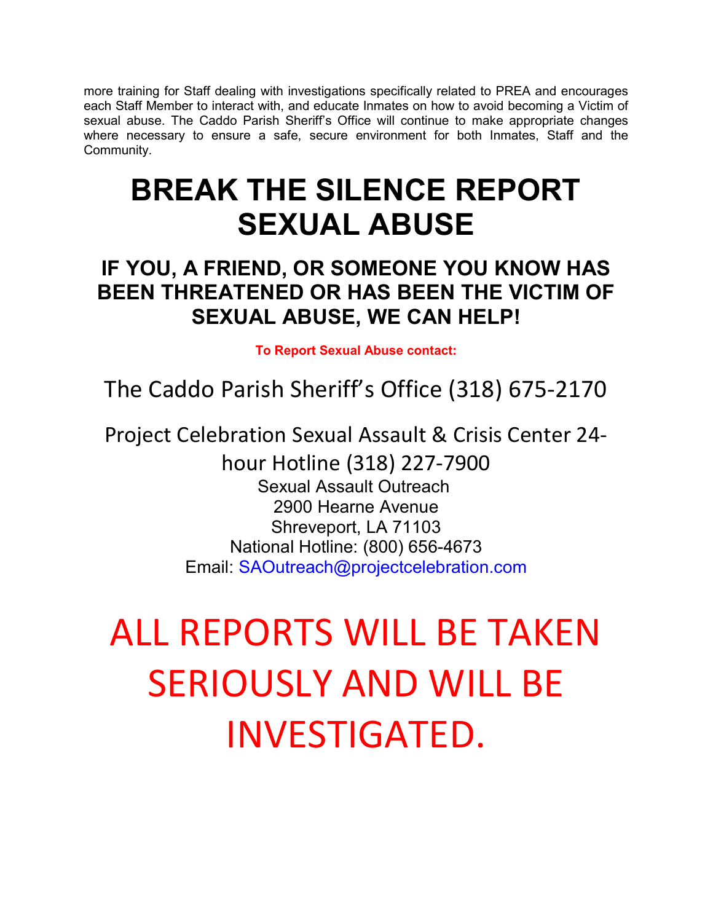more training for Staff dealing with investigations specifically related to PREA and encourages each Staff Member to interact with, and educate Inmates on how to avoid becoming a Victim of sexual abuse. The Caddo Parish Sheriff's Office will continue to make appropriate changes where necessary to ensure a safe, secure environment for both Inmates, Staff and the Community.

# BREAK THE SILENCE REPORT SEXUAL ABUSE

## IF YOU, A FRIEND, OR SOMEONE YOU KNOW HAS BEEN THREATENED OR HAS BEEN THE VICTIM OF SEXUAL ABUSE, WE CAN HELP!

**To Report Sexual Abuse contact:**

The Caddo Parish Sheriff's Office (318) 675-2170

Project Celebration Sexual Assault & Crisis Center 24-hour Hotline (318) 227-7900

Sexual Assault Outreach
2900 Hearne Avenue
Shreveport, LA 71103
National Hotline: (800) 656-4673
Email: SAOutreach@projectcelebration.com

ALL REPORTS WILL BE TAKEN SERIOUSLY AND WILL BE INVESTIGATED.